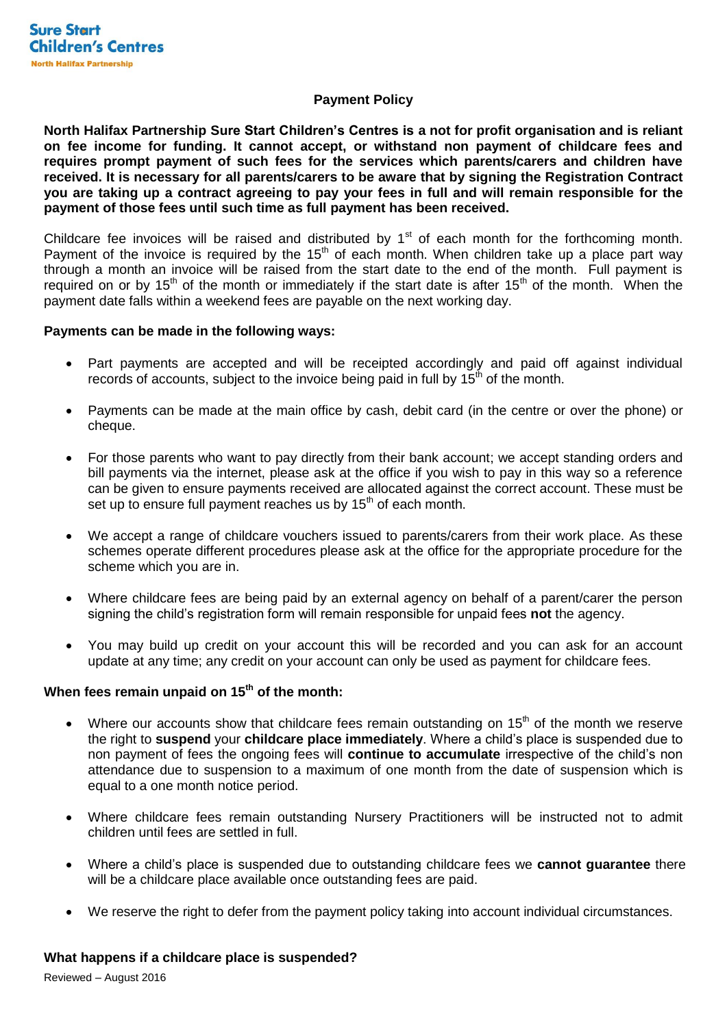Sure Start
Children's Centres
North Halifax Partnership

# Payment Policy

**North Halifax Partnership Sure Start Children's Centres is a not for profit organisation and is reliant on fee income for funding. It cannot accept, or withstand non payment of childcare fees and requires prompt payment of such fees for the services which parents/carers and children have received. It is necessary for all parents/carers to be aware that by signing the Registration Contract you are taking up a contract agreeing to pay your fees in full and will remain responsible for the payment of those fees until such time as full payment has been received.**

Childcare fee invoices will be raised and distributed by 1st of each month for the forthcoming month. Payment of the invoice is required by the 15th of each month. When children take up a place part way through a month an invoice will be raised from the start date to the end of the month. Full payment is required on or by 15th of the month or immediately if the start date is after 15th of the month. When the payment date falls within a weekend fees are payable on the next working day.

**Payments can be made in the following ways:**

- Part payments are accepted and will be receipted accordingly and paid off against individual records of accounts, subject to the invoice being paid in full by 15th of the month.
- Payments can be made at the main office by cash, debit card (in the centre or over the phone) or cheque.
- For those parents who want to pay directly from their bank account; we accept standing orders and bill payments via the internet, please ask at the office if you wish to pay in this way so a reference can be given to ensure payments received are allocated against the correct account. These must be set up to ensure full payment reaches us by 15th of each month.
- We accept a range of childcare vouchers issued to parents/carers from their work place. As these schemes operate different procedures please ask at the office for the appropriate procedure for the scheme which you are in.
- Where childcare fees are being paid by an external agency on behalf of a parent/carer the person signing the child's registration form will remain responsible for unpaid fees **not** the agency.
- You may build up credit on your account this will be recorded and you can ask for an account update at any time; any credit on your account can only be used as payment for childcare fees.

**When fees remain unpaid on 15th of the month:**

- Where our accounts show that childcare fees remain outstanding on 15th of the month we reserve the right to **suspend** your **childcare place immediately**. Where a child's place is suspended due to non payment of fees the ongoing fees will **continue to accumulate** irrespective of the child's non attendance due to suspension to a maximum of one month from the date of suspension which is equal to a one month notice period.
- Where childcare fees remain outstanding Nursery Practitioners will be instructed not to admit children until fees are settled in full.
- Where a child's place is suspended due to outstanding childcare fees we **cannot guarantee** there will be a childcare place available once outstanding fees are paid.
- We reserve the right to defer from the payment policy taking into account individual circumstances.

**What happens if a childcare place is suspended?**

Reviewed – August 2016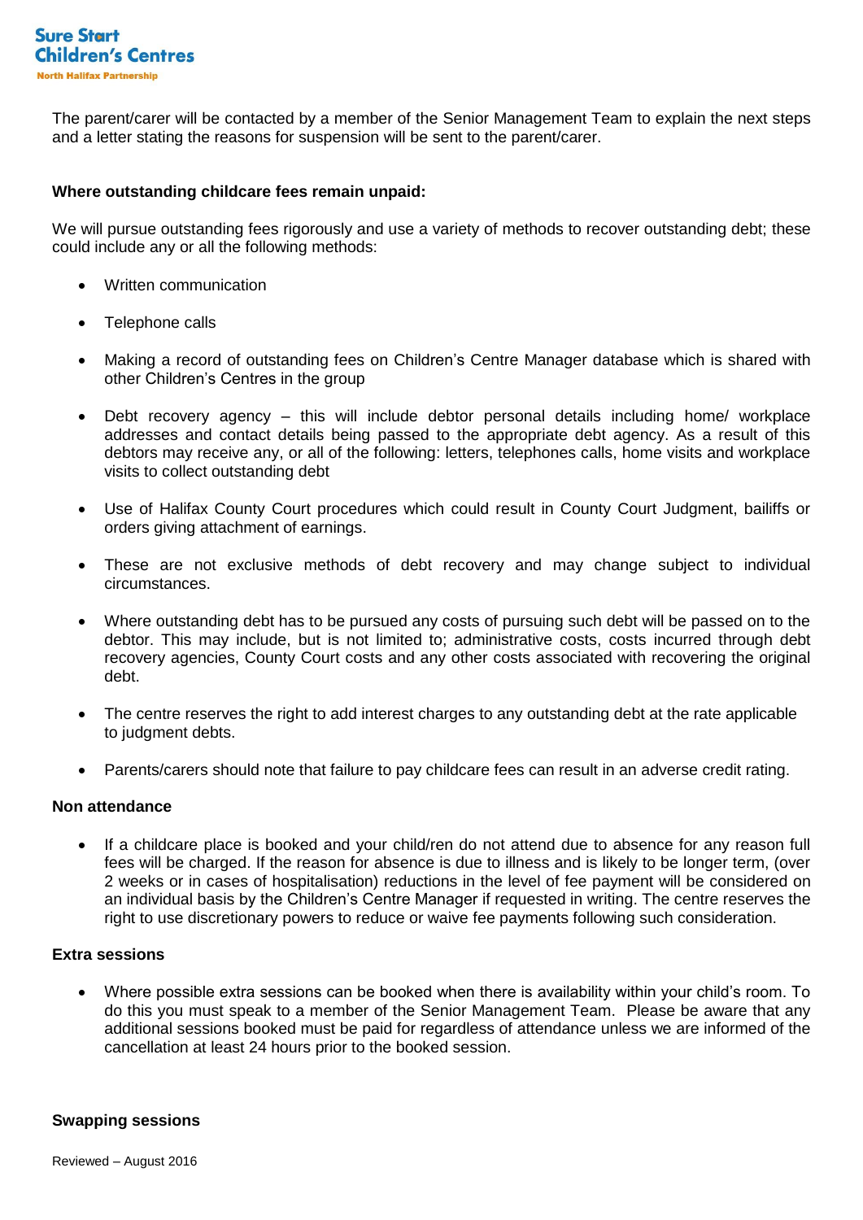The parent/carer will be contacted by a member of the Senior Management Team to explain the next steps and a letter stating the reasons for suspension will be sent to the parent/carer.

**Where outstanding childcare fees remain unpaid:**

We will pursue outstanding fees rigorously and use a variety of methods to recover outstanding debt; these could include any or all the following methods:

- Written communication
- Telephone calls
- Making a record of outstanding fees on Children's Centre Manager database which is shared with other Children's Centres in the group
- Debt recovery agency – this will include debtor personal details including home/ workplace addresses and contact details being passed to the appropriate debt agency. As a result of this debtors may receive any, or all of the following: letters, telephones calls, home visits and workplace visits to collect outstanding debt
- Use of Halifax County Court procedures which could result in County Court Judgment, bailiffs or orders giving attachment of earnings.
- These are not exclusive methods of debt recovery and may change subject to individual circumstances.
- Where outstanding debt has to be pursued any costs of pursuing such debt will be passed on to the debtor. This may include, but is not limited to; administrative costs, costs incurred through debt recovery agencies, County Court costs and any other costs associated with recovering the original debt.
- The centre reserves the right to add interest charges to any outstanding debt at the rate applicable to judgment debts.
- Parents/carers should note that failure to pay childcare fees can result in an adverse credit rating.

**Non attendance**

- If a childcare place is booked and your child/ren do not attend due to absence for any reason full fees will be charged. If the reason for absence is due to illness and is likely to be longer term, (over 2 weeks or in cases of hospitalisation) reductions in the level of fee payment will be considered on an individual basis by the Children's Centre Manager if requested in writing. The centre reserves the right to use discretionary powers to reduce or waive fee payments following such consideration.

**Extra sessions**

- Where possible extra sessions can be booked when there is availability within your child's room. To do this you must speak to a member of the Senior Management Team. Please be aware that any additional sessions booked must be paid for regardless of attendance unless we are informed of the cancellation at least 24 hours prior to the booked session.

**Swapping sessions**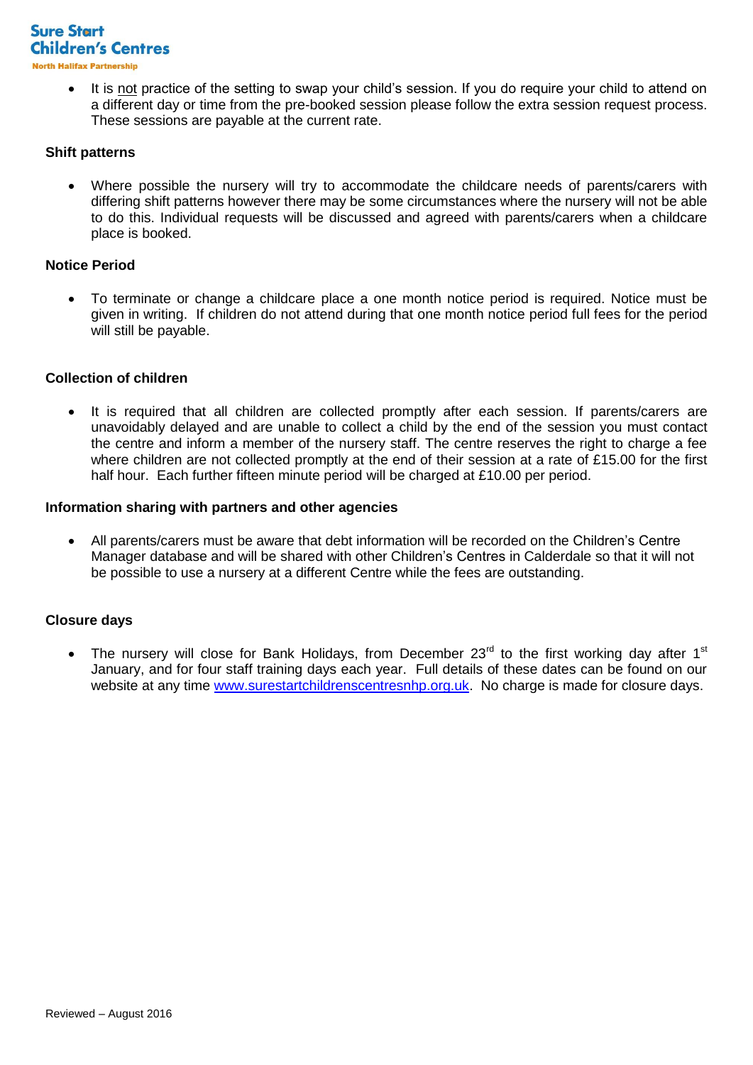- It is <u>not</u> practice of the setting to swap your child's session. If you do require your child to attend on a different day or time from the pre-booked session please follow the extra session request process. These sessions are payable at the current rate.

**Shift patterns**

- Where possible the nursery will try to accommodate the childcare needs of parents/carers with differing shift patterns however there may be some circumstances where the nursery will not be able to do this. Individual requests will be discussed and agreed with parents/carers when a childcare place is booked.

**Notice Period**

- To terminate or change a childcare place a one month notice period is required. Notice must be given in writing. If children do not attend during that one month notice period full fees for the period will still be payable.

**Collection of children**

- It is required that all children are collected promptly after each session. If parents/carers are unavoidably delayed and are unable to collect a child by the end of the session you must contact the centre and inform a member of the nursery staff. The centre reserves the right to charge a fee where children are not collected promptly at the end of their session at a rate of £15.00 for the first half hour. Each further fifteen minute period will be charged at £10.00 per period.

**Information sharing with partners and other agencies**

- All parents/carers must be aware that debt information will be recorded on the Children's Centre Manager database and will be shared with other Children's Centres in Calderdale so that it will not be possible to use a nursery at a different Centre while the fees are outstanding.

**Closure days**

- The nursery will close for Bank Holidays, from December 23rd to the first working day after 1st January, and for four staff training days each year. Full details of these dates can be found on our website at any time [www.surestartchildrenscentresnhp.org.uk](http://www.surestartchildrenscentresnhp.org.uk). No charge is made for closure days.

Reviewed – August 2016